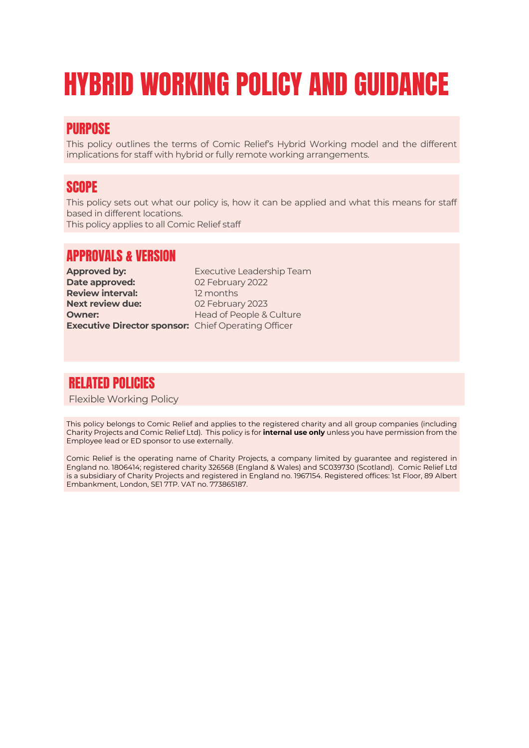# HYBRID WORKING POLICY AND GUIDANCE

## PURPOSE

This policy outlines the terms of Comic Relief's Hybrid Working model and the different implications for staff with hybrid or fully remote working arrangements.

## SCOPE

This policy sets out what our policy is, how it can be applied and what this means for staff based in different locations.

This policy applies to all Comic Relief staff

## APPROVALS & VERSION

| | |
|---|---|
| **Approved by:** | Executive Leadership Team |
| **Date approved:** | 02 February 2022 |
| **Review interval:** | 12 months |
| **Next review due:** | 02 February 2023 |
| **Owner:** | Head of People & Culture |
| **Executive Director sponsor:** | Chief Operating Officer |

## RELATED POLICIES

Flexible Working Policy

This policy belongs to Comic Relief and applies to the registered charity and all group companies (including Charity Projects and Comic Relief Ltd). This policy is for **internal use only** unless you have permission from the Employee lead or ED sponsor to use externally.

Comic Relief is the operating name of Charity Projects, a company limited by guarantee and registered in England no. 1806414; registered charity 326568 (England & Wales) and SC039730 (Scotland). Comic Relief Ltd is a subsidiary of Charity Projects and registered in England no. 1967154. Registered offices: 1st Floor, 89 Albert Embankment, London, SE1 7TP. VAT no. 773865187.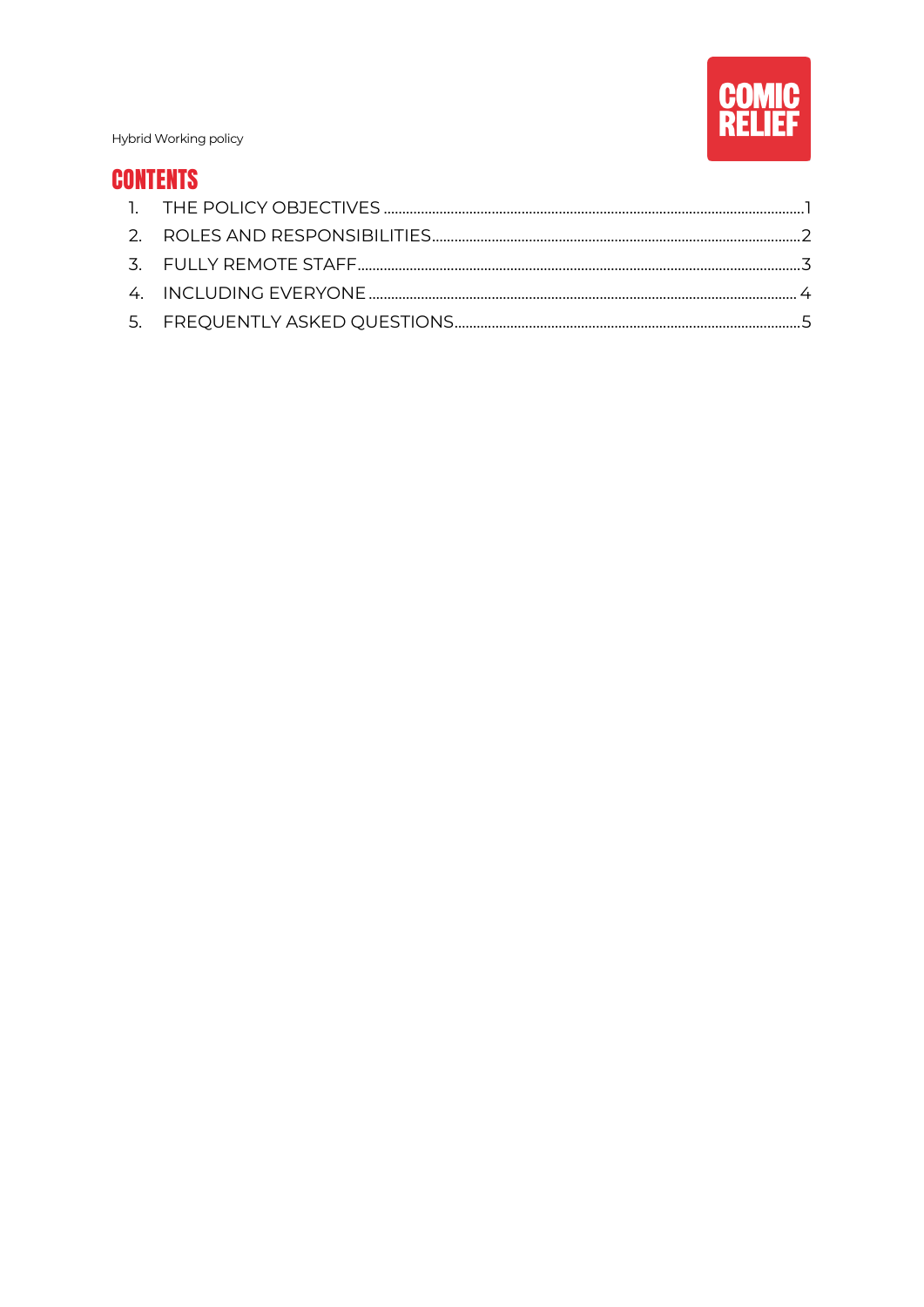# CONTENTS

1. THE POLICY OBJECTIVES ........................................................................ 1
2. ROLES AND RESPONSIBILITIES ................................................................ 2
3. FULLY REMOTE STAFF ............................................................................ 3
4. INCLUDING EVERYONE ........................................................................... 4
5. FREQUENTLY ASKED QUESTIONS ........................................................... 5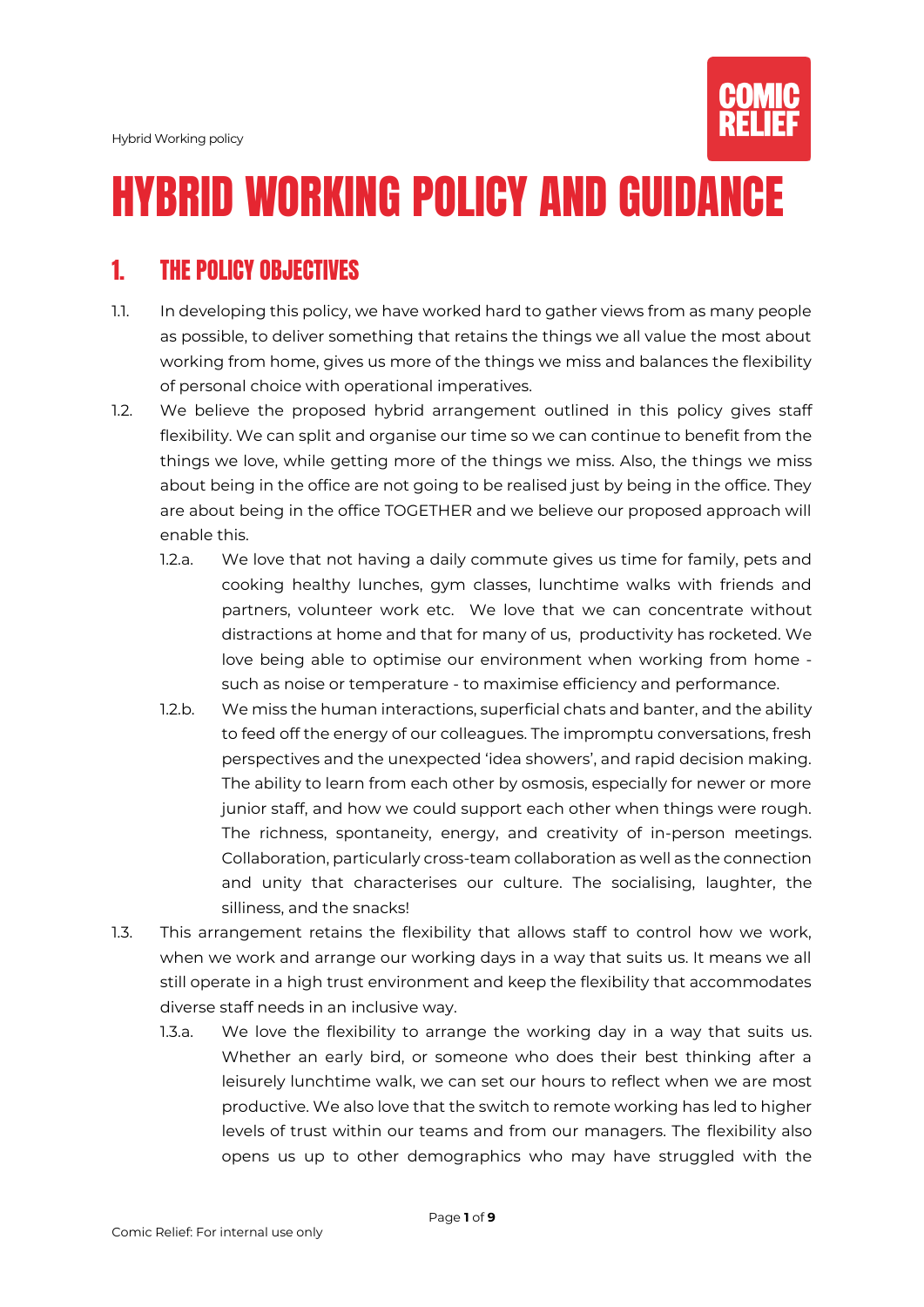# HYBRID WORKING POLICY AND GUIDANCE

## 1. THE POLICY OBJECTIVES

1.1. In developing this policy, we have worked hard to gather views from as many people as possible, to deliver something that retains the things we all value the most about working from home, gives us more of the things we miss and balances the flexibility of personal choice with operational imperatives.

1.2. We believe the proposed hybrid arrangement outlined in this policy gives staff flexibility. We can split and organise our time so we can continue to benefit from the things we love, while getting more of the things we miss. Also, the things we miss about being in the office are not going to be realised just by being in the office. They are about being in the office TOGETHER and we believe our proposed approach will enable this.

1.2.a. We love that not having a daily commute gives us time for family, pets and cooking healthy lunches, gym classes, lunchtime walks with friends and partners, volunteer work etc. We love that we can concentrate without distractions at home and that for many of us, productivity has rocketed. We love being able to optimise our environment when working from home - such as noise or temperature - to maximise efficiency and performance.

1.2.b. We miss the human interactions, superficial chats and banter, and the ability to feed off the energy of our colleagues. The impromptu conversations, fresh perspectives and the unexpected 'idea showers', and rapid decision making. The ability to learn from each other by osmosis, especially for newer or more junior staff, and how we could support each other when things were rough. The richness, spontaneity, energy, and creativity of in-person meetings. Collaboration, particularly cross-team collaboration as well as the connection and unity that characterises our culture. The socialising, laughter, the silliness, and the snacks!

1.3. This arrangement retains the flexibility that allows staff to control how we work, when we work and arrange our working days in a way that suits us. It means we all still operate in a high trust environment and keep the flexibility that accommodates diverse staff needs in an inclusive way.

1.3.a. We love the flexibility to arrange the working day in a way that suits us. Whether an early bird, or someone who does their best thinking after a leisurely lunchtime walk, we can set our hours to reflect when we are most productive. We also love that the switch to remote working has led to higher levels of trust within our teams and from our managers. The flexibility also opens us up to other demographics who may have struggled with the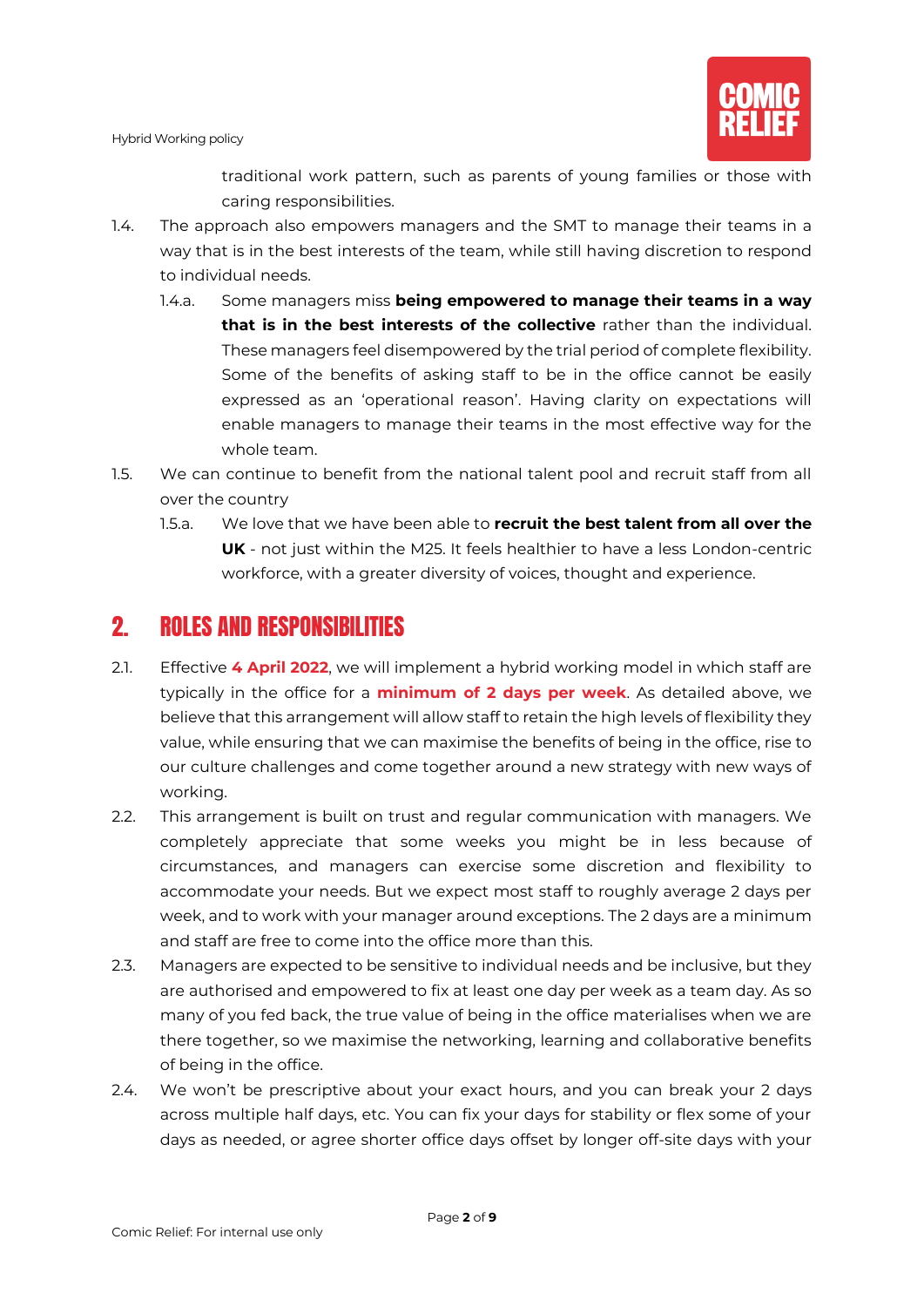traditional work pattern, such as parents of young families or those with caring responsibilities.

1.4. The approach also empowers managers and the SMT to manage their teams in a way that is in the best interests of the team, while still having discretion to respond to individual needs.

   1.4.a. Some managers miss **being empowered to manage their teams in a way that is in the best interests of the collective** rather than the individual. These managers feel disempowered by the trial period of complete flexibility. Some of the benefits of asking staff to be in the office cannot be easily expressed as an 'operational reason'. Having clarity on expectations will enable managers to manage their teams in the most effective way for the whole team.

1.5. We can continue to benefit from the national talent pool and recruit staff from all over the country

   1.5.a. We love that we have been able to **recruit the best talent from all over the UK** - not just within the M25. It feels healthier to have a less London-centric workforce, with a greater diversity of voices, thought and experience.

## 2. ROLES AND RESPONSIBILITIES

2.1. Effective **4 April 2022**, we will implement a hybrid working model in which staff are typically in the office for a **minimum of 2 days per week**. As detailed above, we believe that this arrangement will allow staff to retain the high levels of flexibility they value, while ensuring that we can maximise the benefits of being in the office, rise to our culture challenges and come together around a new strategy with new ways of working.

2.2. This arrangement is built on trust and regular communication with managers. We completely appreciate that some weeks you might be in less because of circumstances, and managers can exercise some discretion and flexibility to accommodate your needs. But we expect most staff to roughly average 2 days per week, and to work with your manager around exceptions. The 2 days are a minimum and staff are free to come into the office more than this.

2.3. Managers are expected to be sensitive to individual needs and be inclusive, but they are authorised and empowered to fix at least one day per week as a team day. As so many of you fed back, the true value of being in the office materialises when we are there together, so we maximise the networking, learning and collaborative benefits of being in the office.

2.4. We won't be prescriptive about your exact hours, and you can break your 2 days across multiple half days, etc. You can fix your days for stability or flex some of your days as needed, or agree shorter office days offset by longer off-site days with your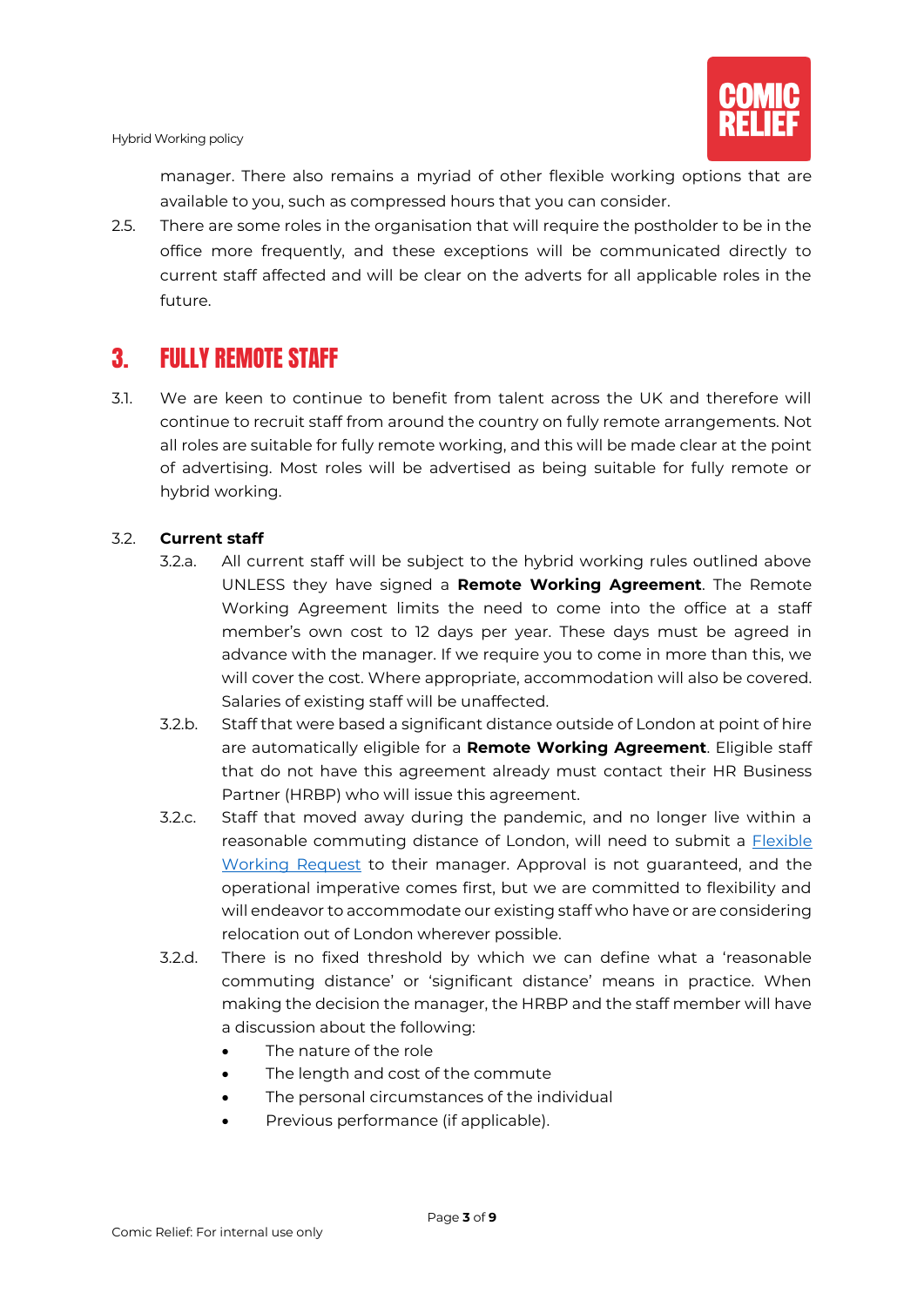manager. There also remains a myriad of other flexible working options that are available to you, such as compressed hours that you can consider.

2.5. There are some roles in the organisation that will require the postholder to be in the office more frequently, and these exceptions will be communicated directly to current staff affected and will be clear on the adverts for all applicable roles in the future.

## 3. FULLY REMOTE STAFF

3.1. We are keen to continue to benefit from talent across the UK and therefore will continue to recruit staff from around the country on fully remote arrangements. Not all roles are suitable for fully remote working, and this will be made clear at the point of advertising. Most roles will be advertised as being suitable for fully remote or hybrid working.

3.2. **Current staff**

3.2.a. All current staff will be subject to the hybrid working rules outlined above UNLESS they have signed a **Remote Working Agreement**. The Remote Working Agreement limits the need to come into the office at a staff member's own cost to 12 days per year. These days must be agreed in advance with the manager. If we require you to come in more than this, we will cover the cost. Where appropriate, accommodation will also be covered. Salaries of existing staff will be unaffected.

3.2.b. Staff that were based a significant distance outside of London at point of hire are automatically eligible for a **Remote Working Agreement**. Eligible staff that do not have this agreement already must contact their HR Business Partner (HRBP) who will issue this agreement.

3.2.c. Staff that moved away during the pandemic, and no longer live within a reasonable commuting distance of London, will need to submit a Flexible Working Request to their manager. Approval is not guaranteed, and the operational imperative comes first, but we are committed to flexibility and will endeavor to accommodate our existing staff who have or are considering relocation out of London wherever possible.

3.2.d. There is no fixed threshold by which we can define what a 'reasonable commuting distance' or 'significant distance' means in practice. When making the decision the manager, the HRBP and the staff member will have a discussion about the following:

- The nature of the role
- The length and cost of the commute
- The personal circumstances of the individual
- Previous performance (if applicable).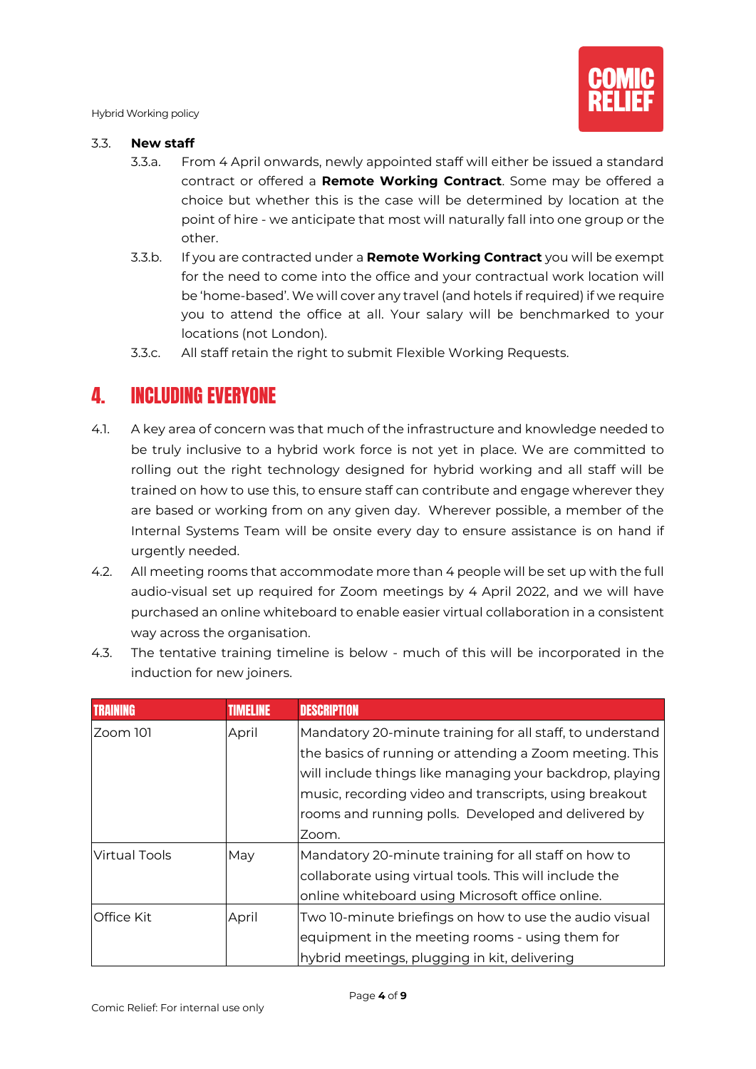### 3.3. New staff

- 3.3.a. From 4 April onwards, newly appointed staff will either be issued a standard contract or offered a **Remote Working Contract**. Some may be offered a choice but whether this is the case will be determined by location at the point of hire - we anticipate that most will naturally fall into one group or the other.
- 3.3.b. If you are contracted under a **Remote Working Contract** you will be exempt for the need to come into the office and your contractual work location will be 'home-based'. We will cover any travel (and hotels if required) if we require you to attend the office at all. Your salary will be benchmarked to your locations (not London).
- 3.3.c. All staff retain the right to submit Flexible Working Requests.

## 4. INCLUDING EVERYONE

4.1. A key area of concern was that much of the infrastructure and knowledge needed to be truly inclusive to a hybrid work force is not yet in place. We are committed to rolling out the right technology designed for hybrid working and all staff will be trained on how to use this, to ensure staff can contribute and engage wherever they are based or working from on any given day. Wherever possible, a member of the Internal Systems Team will be onsite every day to ensure assistance is on hand if urgently needed.

4.2. All meeting rooms that accommodate more than 4 people will be set up with the full audio-visual set up required for Zoom meetings by 4 April 2022, and we will have purchased an online whiteboard to enable easier virtual collaboration in a consistent way across the organisation.

4.3. The tentative training timeline is below - much of this will be incorporated in the induction for new joiners.

| TRAINING | TIMELINE | DESCRIPTION |
|---|---|---|
| Zoom 101 | April | Mandatory 20-minute training for all staff, to understand the basics of running or attending a Zoom meeting. This will include things like managing your backdrop, playing music, recording video and transcripts, using breakout rooms and running polls. Developed and delivered by Zoom. |
| Virtual Tools | May | Mandatory 20-minute training for all staff on how to collaborate using virtual tools. This will include the online whiteboard using Microsoft office online. |
| Office Kit | April | Two 10-minute briefings on how to use the audio visual equipment in the meeting rooms - using them for hybrid meetings, plugging in kit, delivering |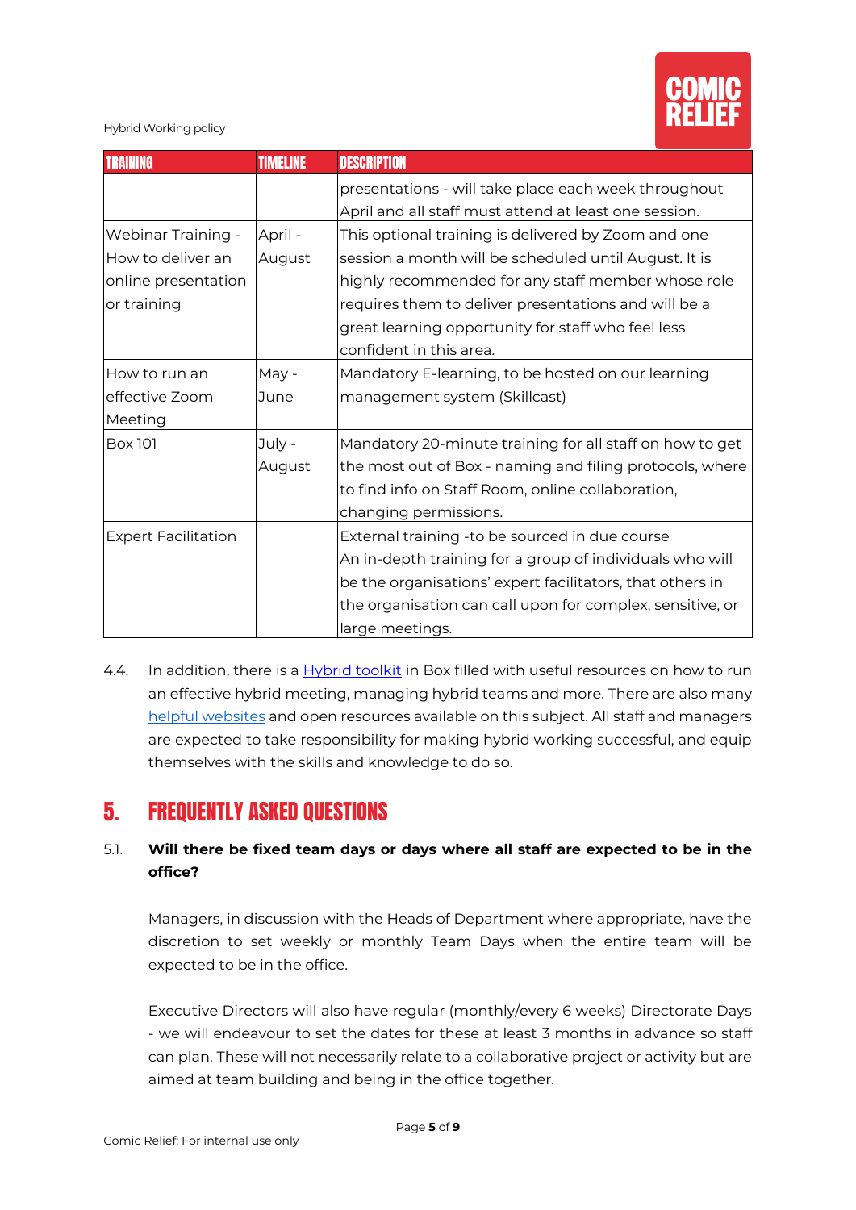| TRAINING | TIMELINE | DESCRIPTION |
|---|---|---|
| | | presentations - will take place each week throughout April and all staff must attend at least one session. |
| Webinar Training - How to deliver an online presentation or training | April - August | This optional training is delivered by Zoom and one session a month will be scheduled until August. It is highly recommended for any staff member whose role requires them to deliver presentations and will be a great learning opportunity for staff who feel less confident in this area. |
| How to run an effective Zoom Meeting | May - June | Mandatory E-learning, to be hosted on our learning management system (Skillcast) |
| Box 101 | July - August | Mandatory 20-minute training for all staff on how to get the most out of Box - naming and filing protocols, where to find info on Staff Room, online collaboration, changing permissions. |
| Expert Facilitation | | External training -to be sourced in due course An in-depth training for a group of individuals who will be the organisations' expert facilitators, that others in the organisation can call upon for complex, sensitive, or large meetings. |

4.4. In addition, there is a Hybrid toolkit in Box filled with useful resources on how to run an effective hybrid meeting, managing hybrid teams and more. There are also many helpful websites and open resources available on this subject. All staff and managers are expected to take responsibility for making hybrid working successful, and equip themselves with the skills and knowledge to do so.

## 5. FREQUENTLY ASKED QUESTIONS

5.1. **Will there be fixed team days or days where all staff are expected to be in the office?**

Managers, in discussion with the Heads of Department where appropriate, have the discretion to set weekly or monthly Team Days when the entire team will be expected to be in the office.

Executive Directors will also have regular (monthly/every 6 weeks) Directorate Days - we will endeavour to set the dates for these at least 3 months in advance so staff can plan. These will not necessarily relate to a collaborative project or activity but are aimed at team building and being in the office together.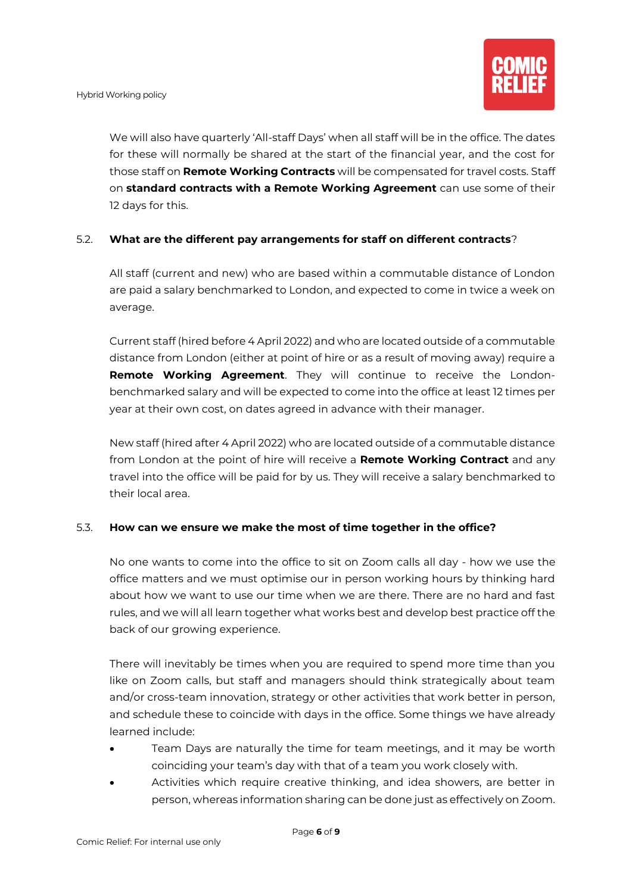We will also have quarterly 'All-staff Days' when all staff will be in the office. The dates for these will normally be shared at the start of the financial year, and the cost for those staff on **Remote Working Contracts** will be compensated for travel costs. Staff on **standard contracts with a Remote Working Agreement** can use some of their 12 days for this.

### 5.2. What are the different pay arrangements for staff on different contracts?

All staff (current and new) who are based within a commutable distance of London are paid a salary benchmarked to London, and expected to come in twice a week on average.

Current staff (hired before 4 April 2022) and who are located outside of a commutable distance from London (either at point of hire or as a result of moving away) require a **Remote Working Agreement**. They will continue to receive the London-benchmarked salary and will be expected to come into the office at least 12 times per year at their own cost, on dates agreed in advance with their manager.

New staff (hired after 4 April 2022) who are located outside of a commutable distance from London at the point of hire will receive a **Remote Working Contract** and any travel into the office will be paid for by us. They will receive a salary benchmarked to their local area.

### 5.3. How can we ensure we make the most of time together in the office?

No one wants to come into the office to sit on Zoom calls all day - how we use the office matters and we must optimise our in person working hours by thinking hard about how we want to use our time when we are there. There are no hard and fast rules, and we will all learn together what works best and develop best practice off the back of our growing experience.

There will inevitably be times when you are required to spend more time than you like on Zoom calls, but staff and managers should think strategically about team and/or cross-team innovation, strategy or other activities that work better in person, and schedule these to coincide with days in the office. Some things we have already learned include:

- Team Days are naturally the time for team meetings, and it may be worth coinciding your team's day with that of a team you work closely with.
- Activities which require creative thinking, and idea showers, are better in person, whereas information sharing can be done just as effectively on Zoom.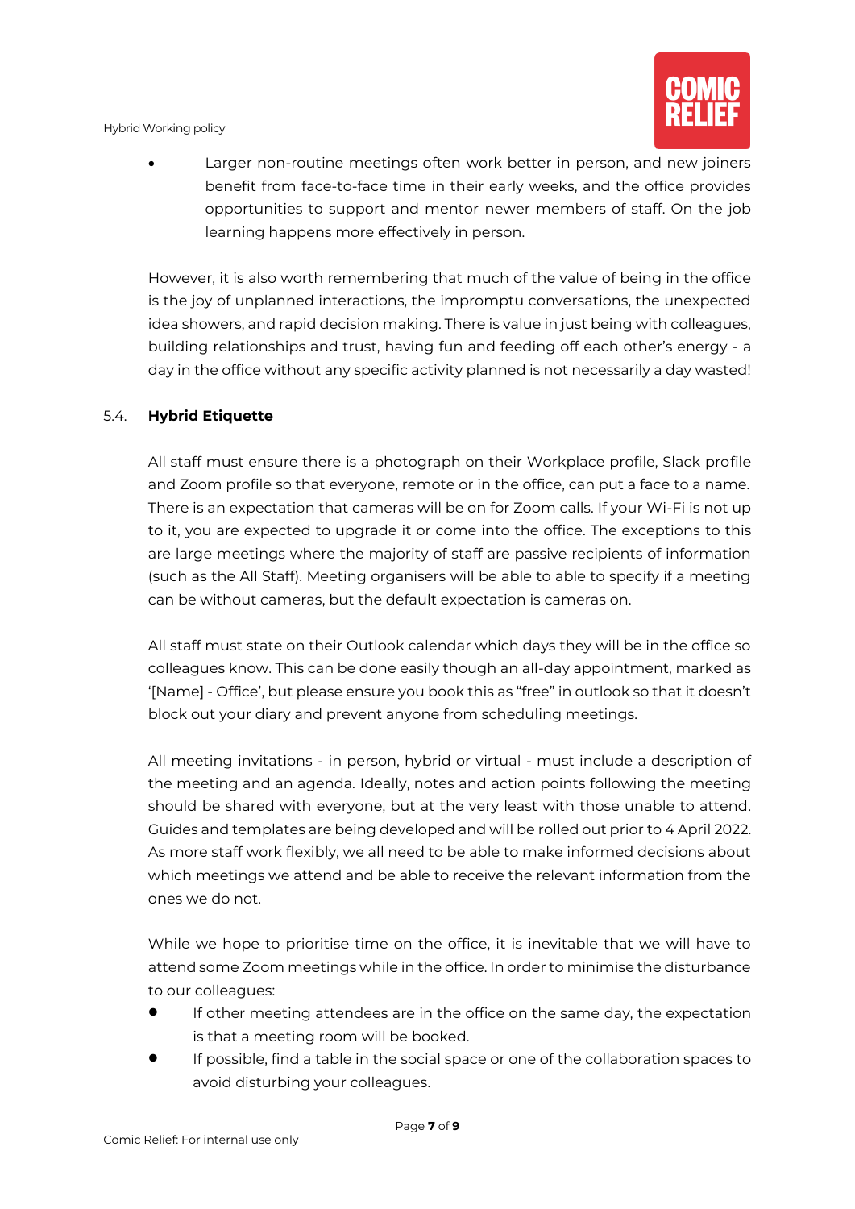- Larger non-routine meetings often work better in person, and new joiners benefit from face-to-face time in their early weeks, and the office provides opportunities to support and mentor newer members of staff. On the job learning happens more effectively in person.

However, it is also worth remembering that much of the value of being in the office is the joy of unplanned interactions, the impromptu conversations, the unexpected idea showers, and rapid decision making. There is value in just being with colleagues, building relationships and trust, having fun and feeding off each other's energy - a day in the office without any specific activity planned is not necessarily a day wasted!

### 5.4. Hybrid Etiquette

All staff must ensure there is a photograph on their Workplace profile, Slack profile and Zoom profile so that everyone, remote or in the office, can put a face to a name. There is an expectation that cameras will be on for Zoom calls. If your Wi-Fi is not up to it, you are expected to upgrade it or come into the office. The exceptions to this are large meetings where the majority of staff are passive recipients of information (such as the All Staff). Meeting organisers will be able to able to specify if a meeting can be without cameras, but the default expectation is cameras on.

All staff must state on their Outlook calendar which days they will be in the office so colleagues know. This can be done easily though an all-day appointment, marked as '[Name] - Office', but please ensure you book this as "free" in outlook so that it doesn't block out your diary and prevent anyone from scheduling meetings.

All meeting invitations - in person, hybrid or virtual - must include a description of the meeting and an agenda. Ideally, notes and action points following the meeting should be shared with everyone, but at the very least with those unable to attend. Guides and templates are being developed and will be rolled out prior to 4 April 2022. As more staff work flexibly, we all need to be able to make informed decisions about which meetings we attend and be able to receive the relevant information from the ones we do not.

While we hope to prioritise time on the office, it is inevitable that we will have to attend some Zoom meetings while in the office. In order to minimise the disturbance to our colleagues:

- If other meeting attendees are in the office on the same day, the expectation is that a meeting room will be booked.
- If possible, find a table in the social space or one of the collaboration spaces to avoid disturbing your colleagues.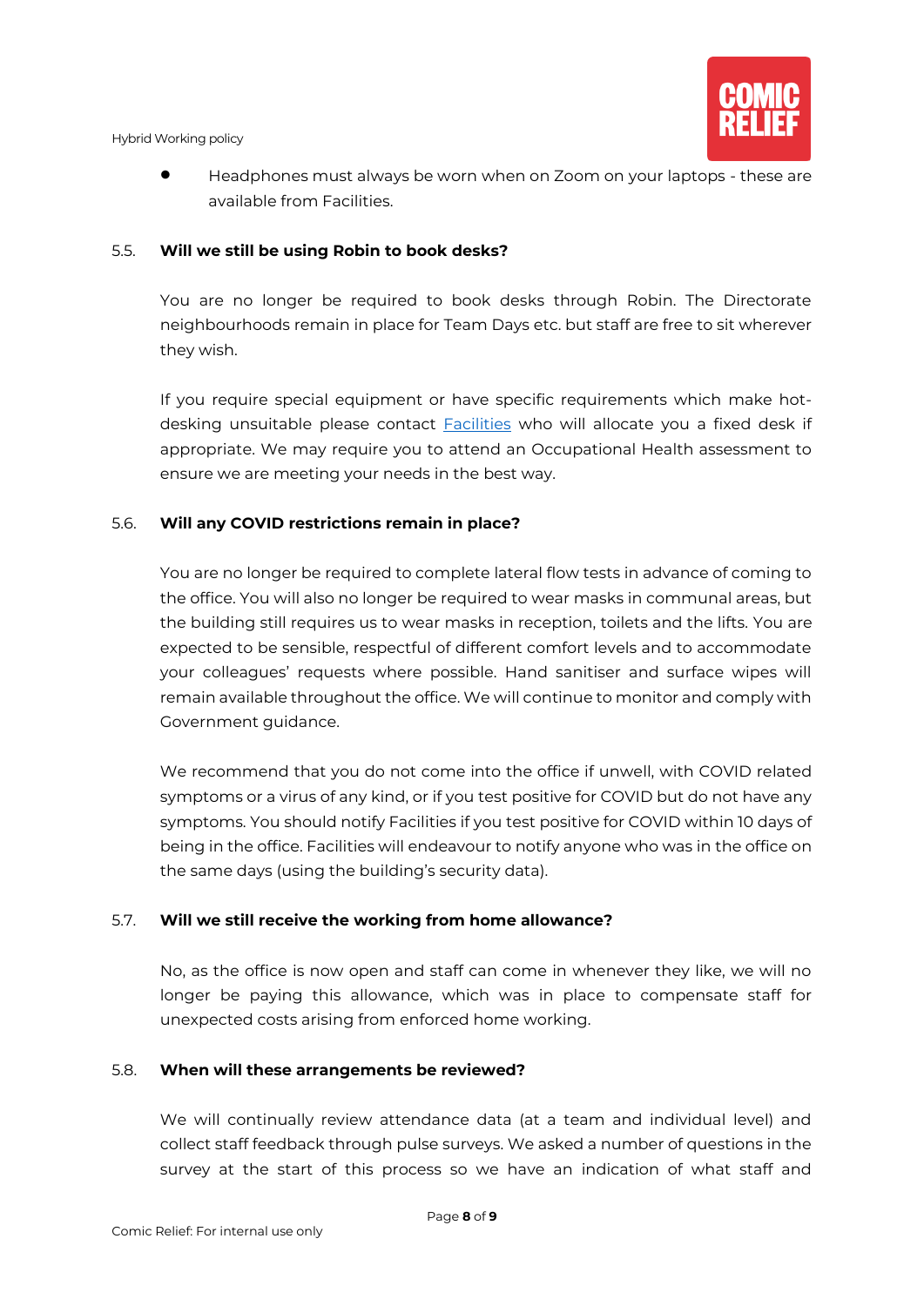- Headphones must always be worn when on Zoom on your laptops - these are available from Facilities.

### 5.5. Will we still be using Robin to book desks?

You are no longer be required to book desks through Robin. The Directorate neighbourhoods remain in place for Team Days etc. but staff are free to sit wherever they wish.

If you require special equipment or have specific requirements which make hot-desking unsuitable please contact Facilities who will allocate you a fixed desk if appropriate. We may require you to attend an Occupational Health assessment to ensure we are meeting your needs in the best way.

### 5.6. Will any COVID restrictions remain in place?

You are no longer be required to complete lateral flow tests in advance of coming to the office. You will also no longer be required to wear masks in communal areas, but the building still requires us to wear masks in reception, toilets and the lifts. You are expected to be sensible, respectful of different comfort levels and to accommodate your colleagues' requests where possible. Hand sanitiser and surface wipes will remain available throughout the office. We will continue to monitor and comply with Government guidance.

We recommend that you do not come into the office if unwell, with COVID related symptoms or a virus of any kind, or if you test positive for COVID but do not have any symptoms. You should notify Facilities if you test positive for COVID within 10 days of being in the office. Facilities will endeavour to notify anyone who was in the office on the same days (using the building's security data).

### 5.7. Will we still receive the working from home allowance?

No, as the office is now open and staff can come in whenever they like, we will no longer be paying this allowance, which was in place to compensate staff for unexpected costs arising from enforced home working.

### 5.8. When will these arrangements be reviewed?

We will continually review attendance data (at a team and individual level) and collect staff feedback through pulse surveys. We asked a number of questions in the survey at the start of this process so we have an indication of what staff and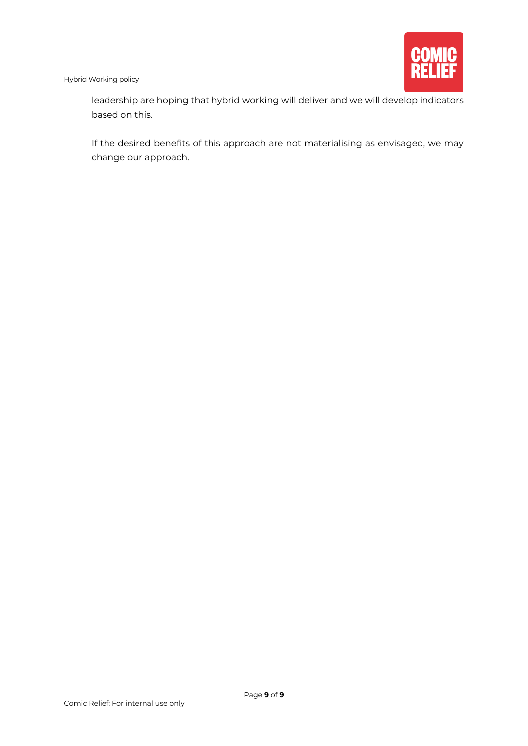leadership are hoping that hybrid working will deliver and we will develop indicators based on this.

If the desired benefits of this approach are not materialising as envisaged, we may change our approach.